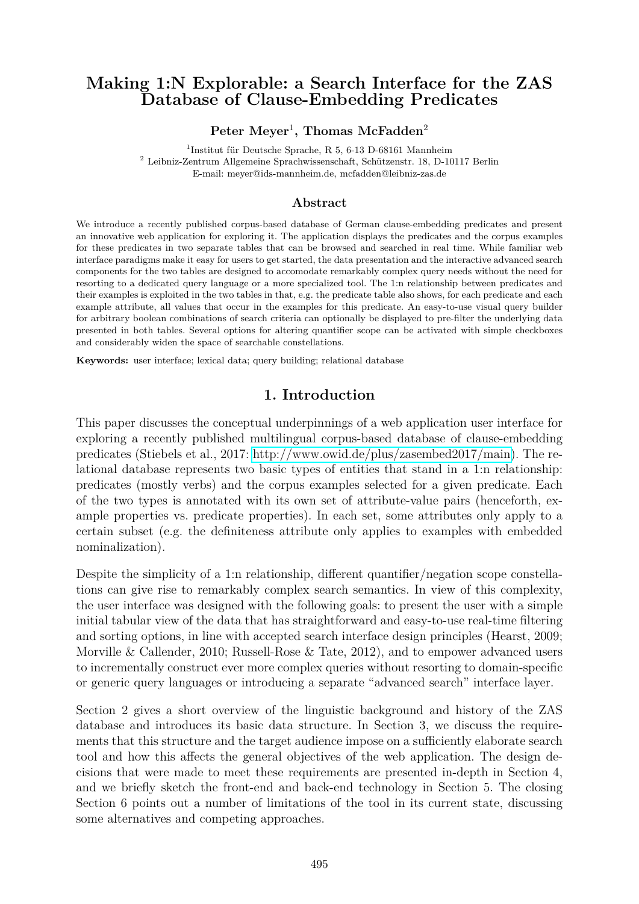# Making 1:N Explorable: a Search Interface for the ZAS Database of Clause-Embedding Predicates

**Peter Meyer[1], Thomas McFadden[2]**

[1]Institut für Deutsche Sprache, R 5, 6-13 D-68161 Mannheim
[2] Leibniz-Zentrum Allgemeine Sprachwissenschaft, Schützenstr. 18, D-10117 Berlin
E-mail: meyer@ids-mannheim.de, mcfadden@leibniz-zas.de

## Abstract

We introduce a recently published corpus-based database of German clause-embedding predicates and present an innovative web application for exploring it. The application displays the predicates and the corpus examples for these predicates in two separate tables that can be browsed and searched in real time. While familiar web interface paradigms make it easy for users to get started, the data presentation and the interactive advanced search components for the two tables are designed to accomodate remarkably complex query needs without the need for resorting to a dedicated query language or a more specialized tool. The 1:n relationship between predicates and their examples is exploited in the two tables in that, e.g. the predicate table also shows, for each predicate and each example attribute, all values that occur in the examples for this predicate. An easy-to-use visual query builder for arbitrary boolean combinations of search criteria can optionally be displayed to pre-filter the underlying data presented in both tables. Several options for altering quantifier scope can be activated with simple checkboxes and considerably widen the space of searchable constellations.

**Keywords:** user interface; lexical data; query building; relational database

## 1. Introduction

This paper discusses the conceptual underpinnings of a web application user interface for exploring a recently published multilingual corpus-based database of clause-embedding predicates (Stiebels et al., 2017: http://www.owid.de/plus/zasembed2017/main). The relational database represents two basic types of entities that stand in a 1:n relationship: predicates (mostly verbs) and the corpus examples selected for a given predicate. Each of the two types is annotated with its own set of attribute-value pairs (henceforth, example properties vs. predicate properties). In each set, some attributes only apply to a certain subset (e.g. the definiteness attribute only applies to examples with embedded nominalization).

Despite the simplicity of a 1:n relationship, different quantifier/negation scope constellations can give rise to remarkably complex search semantics. In view of this complexity, the user interface was designed with the following goals: to present the user with a simple initial tabular view of the data that has straightforward and easy-to-use real-time filtering and sorting options, in line with accepted search interface design principles (Hearst, 2009; Morville & Callender, 2010; Russell-Rose & Tate, 2012), and to empower advanced users to incrementally construct ever more complex queries without resorting to domain-specific or generic query languages or introducing a separate "advanced search" interface layer.

Section 2 gives a short overview of the linguistic background and history of the ZAS database and introduces its basic data structure. In Section 3, we discuss the requirements that this structure and the target audience impose on a sufficiently elaborate search tool and how this affects the general objectives of the web application. The design decisions that were made to meet these requirements are presented in-depth in Section 4, and we briefly sketch the front-end and back-end technology in Section 5. The closing Section 6 points out a number of limitations of the tool in its current state, discussing some alternatives and competing approaches.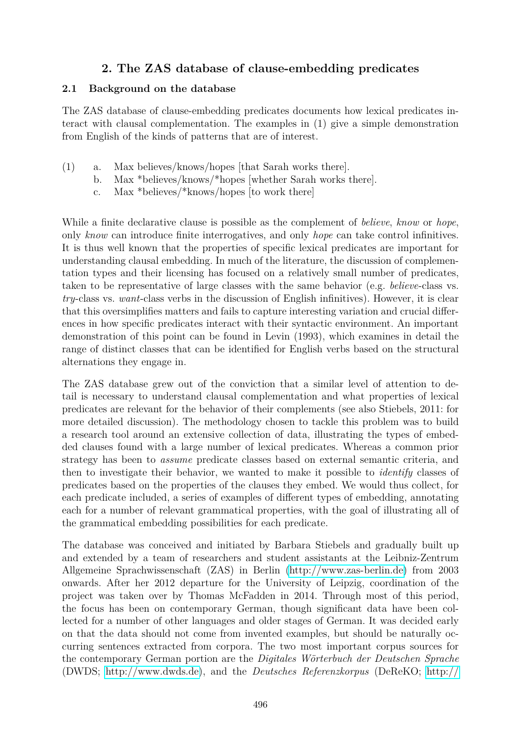## 2. The ZAS database of clause-embedding predicates

### 2.1 Background on the database

The ZAS database of clause-embedding predicates documents how lexical predicates interact with clausal complementation. The examples in (1) give a simple demonstration from English of the kinds of patterns that are of interest.

(1)
  a. Max believes/knows/hopes [that Sarah works there].
  b. Max *believes/knows/*hopes [whether Sarah works there].
  c. Max *believes/*knows/hopes [to work there]

While a finite declarative clause is possible as the complement of *believe*, *know* or *hope*, only *know* can introduce finite interrogatives, and only *hope* can take control infinitives. It is thus well known that the properties of specific lexical predicates are important for understanding clausal embedding. In much of the literature, the discussion of complementation types and their licensing has focused on a relatively small number of predicates, taken to be representative of large classes with the same behavior (e.g. *believe*-class vs. *try*-class vs. *want*-class verbs in the discussion of English infinitives). However, it is clear that this oversimplifies matters and fails to capture interesting variation and crucial differences in how specific predicates interact with their syntactic environment. An important demonstration of this point can be found in Levin (1993), which examines in detail the range of distinct classes that can be identified for English verbs based on the structural alternations they engage in.

The ZAS database grew out of the conviction that a similar level of attention to detail is necessary to understand clausal complementation and what properties of lexical predicates are relevant for the behavior of their complements (see also Stiebels, 2011: for more detailed discussion). The methodology chosen to tackle this problem was to build a research tool around an extensive collection of data, illustrating the types of embedded clauses found with a large number of lexical predicates. Whereas a common prior strategy has been to *assume* predicate classes based on external semantic criteria, and then to investigate their behavior, we wanted to make it possible to *identify* classes of predicates based on the properties of the clauses they embed. We would thus collect, for each predicate included, a series of examples of different types of embedding, annotating each for a number of relevant grammatical properties, with the goal of illustrating all of the grammatical embedding possibilities for each predicate.

The database was conceived and initiated by Barbara Stiebels and gradually built up and extended by a team of researchers and student assistants at the Leibniz-Zentrum Allgemeine Sprachwissenschaft (ZAS) in Berlin (http://www.zas-berlin.de) from 2003 onwards. After her 2012 departure for the University of Leipzig, coordination of the project was taken over by Thomas McFadden in 2014. Through most of this period, the focus has been on contemporary German, though significant data have been collected for a number of other languages and older stages of German. It was decided early on that the data should not come from invented examples, but should be naturally occurring sentences extracted from corpora. The two most important corpus sources for the contemporary German portion are the *Digitales Wörterbuch der Deutschen Sprache* (DWDS; http://www.dwds.de), and the *Deutsches Referenzkorpus* (DeReKO; http://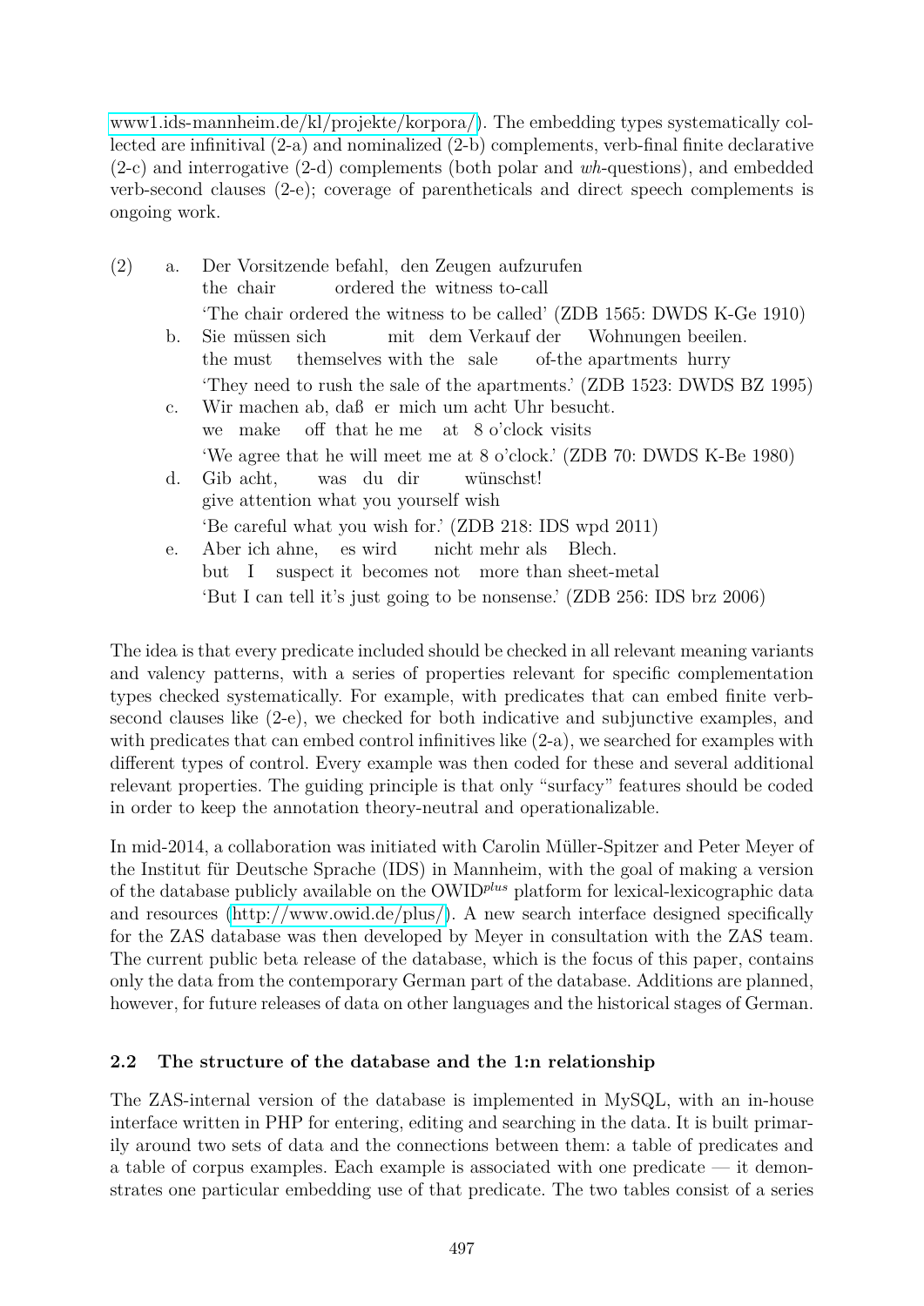www1.ids-mannheim.de/kl/projekte/korpora/). The embedding types systematically collected are infinitival (2-a) and nominalized (2-b) complements, verb-final finite declarative (2-c) and interrogative (2-d) complements (both polar and *wh*-questions), and embedded verb-second clauses (2-e); coverage of parentheticals and direct speech complements is ongoing work.

(2)
a. Der Vorsitzende befahl, den Zeugen aufzurufen
   the chair ordered the witness to-call
   'The chair ordered the witness to be called' (ZDB 1565: DWDS K-Ge 1910)

b. Sie müssen sich mit dem Verkauf der Wohnungen beeilen.
   the must themselves with the sale of-the apartments hurry
   'They need to rush the sale of the apartments.' (ZDB 1523: DWDS BZ 1995)

c. Wir machen ab, daß er mich um acht Uhr besucht.
   we make off that he me at 8 o'clock visits
   'We agree that he will meet me at 8 o'clock.' (ZDB 70: DWDS K-Be 1980)

d. Gib acht, was du dir wünschst!
   give attention what you yourself wish
   'Be careful what you wish for.' (ZDB 218: IDS wpd 2011)

e. Aber ich ahne, es wird nicht mehr als Blech.
   but I suspect it becomes not more than sheet-metal
   'But I can tell it's just going to be nonsense.' (ZDB 256: IDS brz 2006)

The idea is that every predicate included should be checked in all relevant meaning variants and valency patterns, with a series of properties relevant for specific complementation types checked systematically. For example, with predicates that can embed finite verb-second clauses like (2-e), we checked for both indicative and subjunctive examples, and with predicates that can embed control infinitives like (2-a), we searched for examples with different types of control. Every example was then coded for these and several additional relevant properties. The guiding principle is that only "surfacy" features should be coded in order to keep the annotation theory-neutral and operationalizable.

In mid-2014, a collaboration was initiated with Carolin Müller-Spitzer and Peter Meyer of the Institut für Deutsche Sprache (IDS) in Mannheim, with the goal of making a version of the database publicly available on the OWID*plus* platform for lexical-lexicographic data and resources (http://www.owid.de/plus/). A new search interface designed specifically for the ZAS database was then developed by Meyer in consultation with the ZAS team. The current public beta release of the database, which is the focus of this paper, contains only the data from the contemporary German part of the database. Additions are planned, however, for future releases of data on other languages and the historical stages of German.

### 2.2 The structure of the database and the 1:n relationship

The ZAS-internal version of the database is implemented in MySQL, with an in-house interface written in PHP for entering, editing and searching in the data. It is built primarily around two sets of data and the connections between them: a table of predicates and a table of corpus examples. Each example is associated with one predicate — it demonstrates one particular embedding use of that predicate. The two tables consist of a series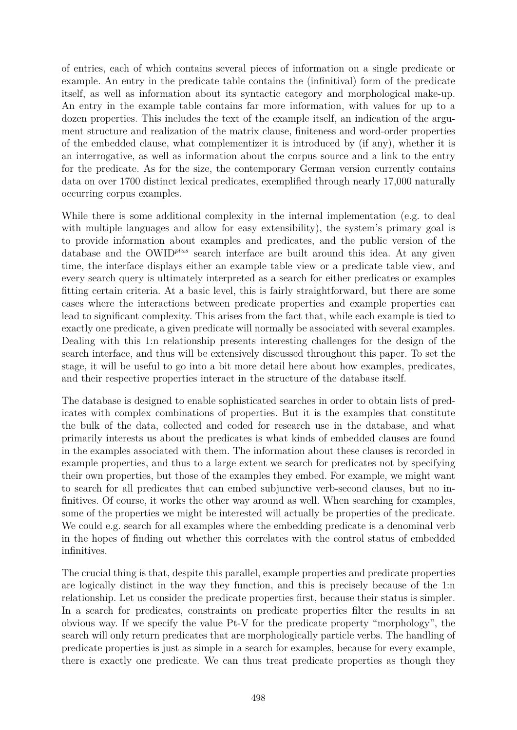of entries, each of which contains several pieces of information on a single predicate or example. An entry in the predicate table contains the (infinitival) form of the predicate itself, as well as information about its syntactic category and morphological make-up. An entry in the example table contains far more information, with values for up to a dozen properties. This includes the text of the example itself, an indication of the argument structure and realization of the matrix clause, finiteness and word-order properties of the embedded clause, what complementizer it is introduced by (if any), whether it is an interrogative, as well as information about the corpus source and a link to the entry for the predicate. As for the size, the contemporary German version currently contains data on over 1700 distinct lexical predicates, exemplified through nearly 17,000 naturally occurring corpus examples.

While there is some additional complexity in the internal implementation (e.g. to deal with multiple languages and allow for easy extensibility), the system's primary goal is to provide information about examples and predicates, and the public version of the database and the OWID*plus* search interface are built around this idea. At any given time, the interface displays either an example table view or a predicate table view, and every search query is ultimately interpreted as a search for either predicates or examples fitting certain criteria. At a basic level, this is fairly straightforward, but there are some cases where the interactions between predicate properties and example properties can lead to significant complexity. This arises from the fact that, while each example is tied to exactly one predicate, a given predicate will normally be associated with several examples. Dealing with this 1:n relationship presents interesting challenges for the design of the search interface, and thus will be extensively discussed throughout this paper. To set the stage, it will be useful to go into a bit more detail here about how examples, predicates, and their respective properties interact in the structure of the database itself.

The database is designed to enable sophisticated searches in order to obtain lists of predicates with complex combinations of properties. But it is the examples that constitute the bulk of the data, collected and coded for research use in the database, and what primarily interests us about the predicates is what kinds of embedded clauses are found in the examples associated with them. The information about these clauses is recorded in example properties, and thus to a large extent we search for predicates not by specifying their own properties, but those of the examples they embed. For example, we might want to search for all predicates that can embed subjunctive verb-second clauses, but no infinitives. Of course, it works the other way around as well. When searching for examples, some of the properties we might be interested will actually be properties of the predicate. We could e.g. search for all examples where the embedding predicate is a denominal verb in the hopes of finding out whether this correlates with the control status of embedded infinitives.

The crucial thing is that, despite this parallel, example properties and predicate properties are logically distinct in the way they function, and this is precisely because of the 1:n relationship. Let us consider the predicate properties first, because their status is simpler. In a search for predicates, constraints on predicate properties filter the results in an obvious way. If we specify the value Pt-V for the predicate property "morphology", the search will only return predicates that are morphologically particle verbs. The handling of predicate properties is just as simple in a search for examples, because for every example, there is exactly one predicate. We can thus treat predicate properties as though they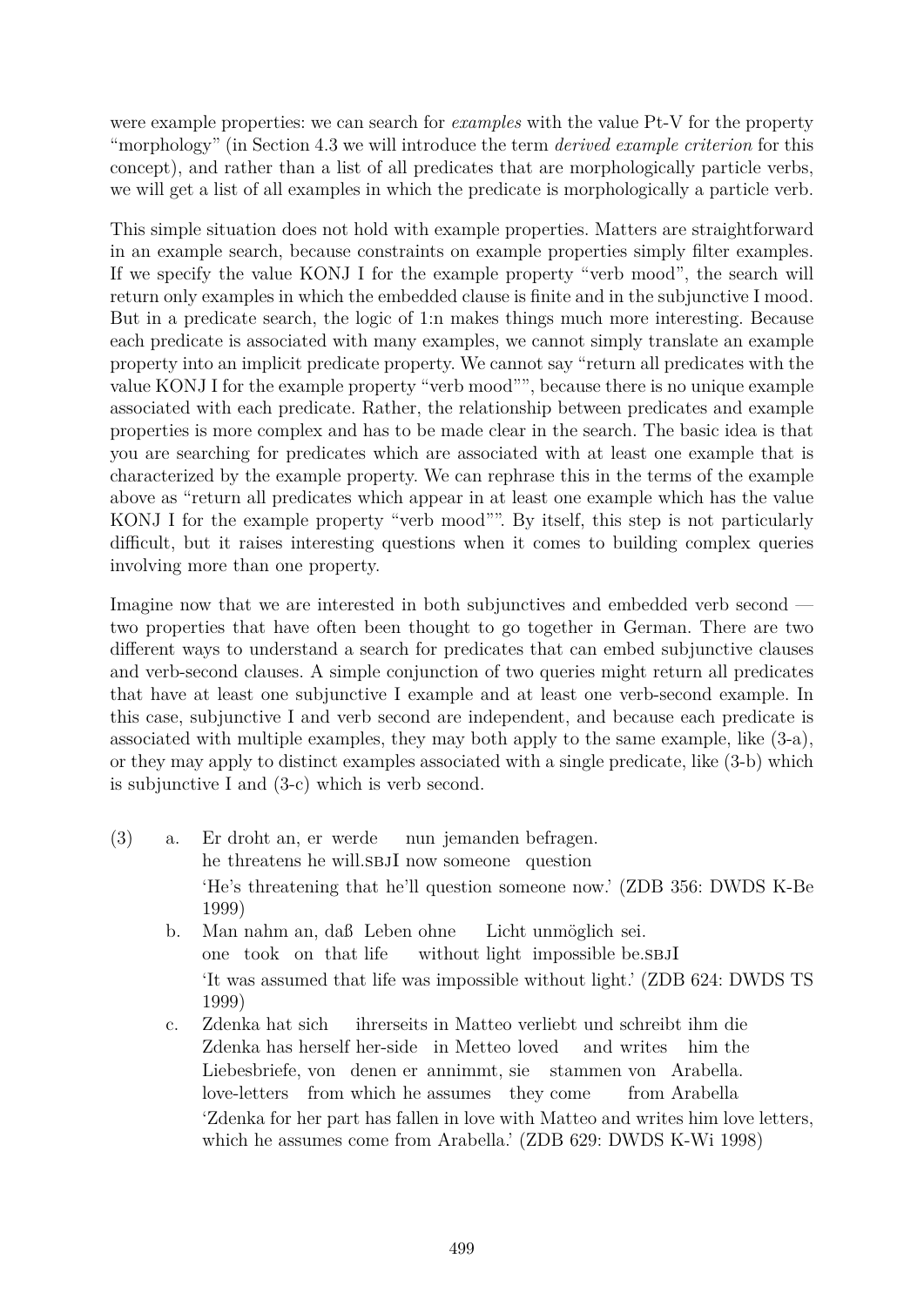were example properties: we can search for *examples* with the value Pt-V for the property "morphology" (in Section 4.3 we will introduce the term *derived example criterion* for this concept), and rather than a list of all predicates that are morphologically particle verbs, we will get a list of all examples in which the predicate is morphologically a particle verb.

This simple situation does not hold with example properties. Matters are straightforward in an example search, because constraints on example properties simply filter examples. If we specify the value KONJ I for the example property "verb mood", the search will return only examples in which the embedded clause is finite and in the subjunctive I mood. But in a predicate search, the logic of 1:n makes things much more interesting. Because each predicate is associated with many examples, we cannot simply translate an example property into an implicit predicate property. We cannot say "return all predicates with the value KONJ I for the example property "verb mood"", because there is no unique example associated with each predicate. Rather, the relationship between predicates and example properties is more complex and has to be made clear in the search. The basic idea is that you are searching for predicates which are associated with at least one example that is characterized by the example property. We can rephrase this in the terms of the example above as "return all predicates which appear in at least one example which has the value KONJ I for the example property "verb mood"". By itself, this step is not particularly difficult, but it raises interesting questions when it comes to building complex queries involving more than one property.

Imagine now that we are interested in both subjunctives and embedded verb second — two properties that have often been thought to go together in German. There are two different ways to understand a search for predicates that can embed subjunctive clauses and verb-second clauses. A simple conjunction of two queries might return all predicates that have at least one subjunctive I example and at least one verb-second example. In this case, subjunctive I and verb second are independent, and because each predicate is associated with multiple examples, they may both apply to the same example, like (3-a), or they may apply to distinct examples associated with a single predicate, like (3-b) which is subjunctive I and (3-c) which is verb second.

(3)
a. Er droht an, er werde nun jemanden befragen.
   he threatens he will.SBJI now someone question
   'He's threatening that he'll question someone now.' (ZDB 356: DWDS K-Be 1999)

b. Man nahm an, daß Leben ohne Licht unmöglich sei.
   one took on that life without light impossible be.SBJI
   'It was assumed that life was impossible without light.' (ZDB 624: DWDS TS 1999)

c. Zdenka hat sich ihrerseits in Matteo verliebt und schreibt ihm die Liebesbriefe, von denen er annimmt, sie stammen von Arabella.
   Zdenka has herself her-side in Metteo loved and writes him the love-letters from which he assumes they come from Arabella
   'Zdenka for her part has fallen in love with Matteo and writes him love letters, which he assumes come from Arabella.' (ZDB 629: DWDS K-Wi 1998)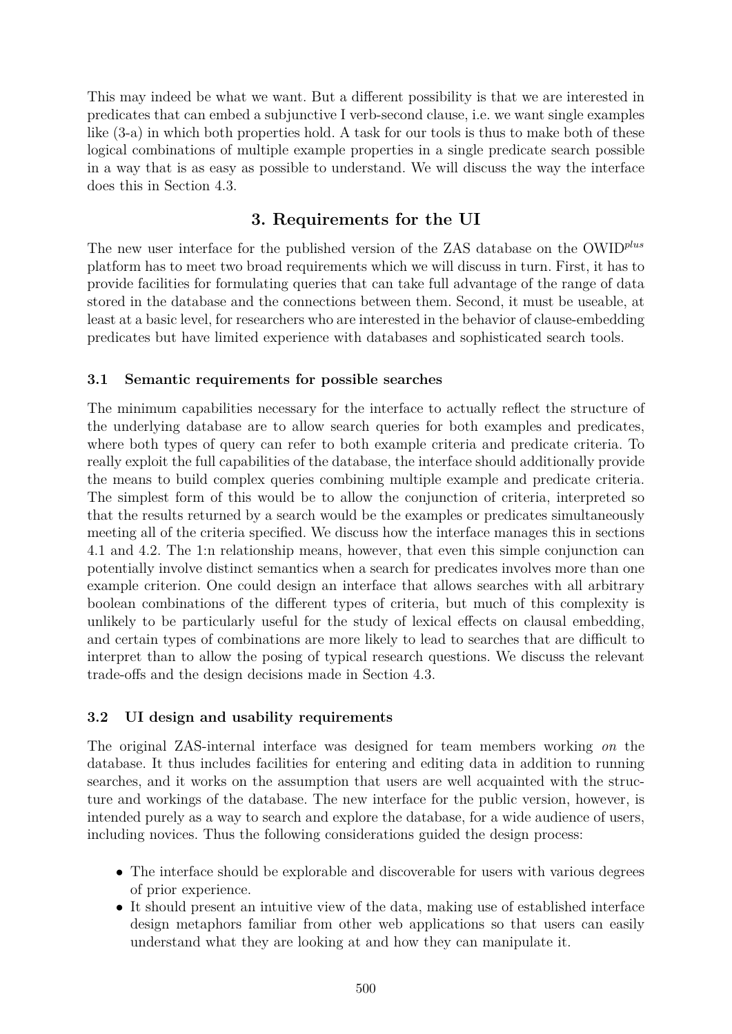This may indeed be what we want. But a different possibility is that we are interested in predicates that can embed a subjunctive I verb-second clause, i.e. we want single examples like (3-a) in which both properties hold. A task for our tools is thus to make both of these logical combinations of multiple example properties in a single predicate search possible in a way that is as easy as possible to understand. We will discuss the way the interface does this in Section 4.3.

## 3. Requirements for the UI

The new user interface for the published version of the ZAS database on the OWID*plus* platform has to meet two broad requirements which we will discuss in turn. First, it has to provide facilities for formulating queries that can take full advantage of the range of data stored in the database and the connections between them. Second, it must be useable, at least at a basic level, for researchers who are interested in the behavior of clause-embedding predicates but have limited experience with databases and sophisticated search tools.

### 3.1 Semantic requirements for possible searches

The minimum capabilities necessary for the interface to actually reflect the structure of the underlying database are to allow search queries for both examples and predicates, where both types of query can refer to both example criteria and predicate criteria. To really exploit the full capabilities of the database, the interface should additionally provide the means to build complex queries combining multiple example and predicate criteria. The simplest form of this would be to allow the conjunction of criteria, interpreted so that the results returned by a search would be the examples or predicates simultaneously meeting all of the criteria specified. We discuss how the interface manages this in sections 4.1 and 4.2. The 1:n relationship means, however, that even this simple conjunction can potentially involve distinct semantics when a search for predicates involves more than one example criterion. One could design an interface that allows searches with all arbitrary boolean combinations of the different types of criteria, but much of this complexity is unlikely to be particularly useful for the study of lexical effects on clausal embedding, and certain types of combinations are more likely to lead to searches that are difficult to interpret than to allow the posing of typical research questions. We discuss the relevant trade-offs and the design decisions made in Section 4.3.

### 3.2 UI design and usability requirements

The original ZAS-internal interface was designed for team members working *on* the database. It thus includes facilities for entering and editing data in addition to running searches, and it works on the assumption that users are well acquainted with the structure and workings of the database. The new interface for the public version, however, is intended purely as a way to search and explore the database, for a wide audience of users, including novices. Thus the following considerations guided the design process:

- The interface should be explorable and discoverable for users with various degrees of prior experience.
- It should present an intuitive view of the data, making use of established interface design metaphors familiar from other web applications so that users can easily understand what they are looking at and how they can manipulate it.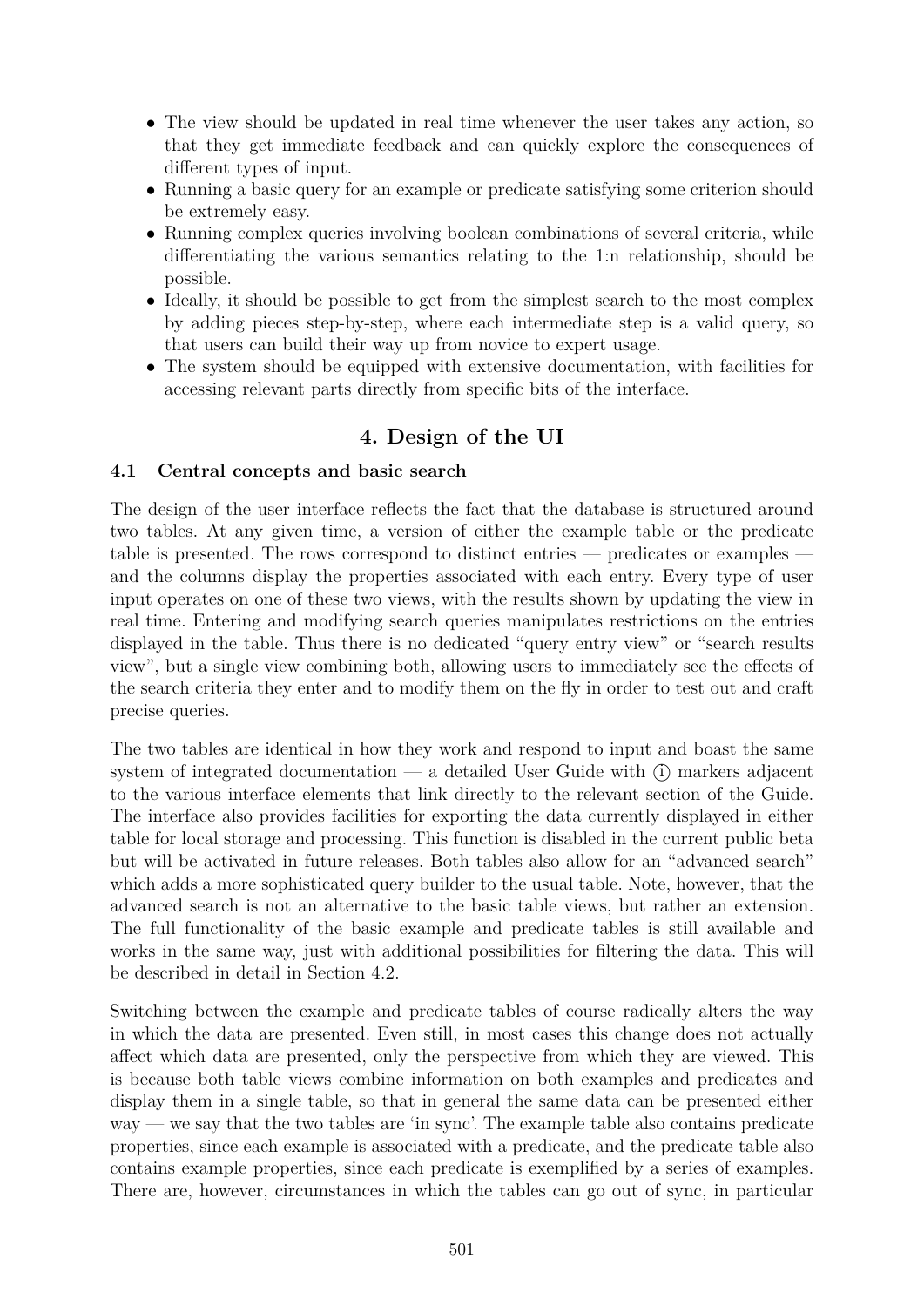- The view should be updated in real time whenever the user takes any action, so that they get immediate feedback and can quickly explore the consequences of different types of input.
- Running a basic query for an example or predicate satisfying some criterion should be extremely easy.
- Running complex queries involving boolean combinations of several criteria, while differentiating the various semantics relating to the 1:n relationship, should be possible.
- Ideally, it should be possible to get from the simplest search to the most complex by adding pieces step-by-step, where each intermediate step is a valid query, so that users can build their way up from novice to expert usage.
- The system should be equipped with extensive documentation, with facilities for accessing relevant parts directly from specific bits of the interface.

## 4. Design of the UI

### 4.1 Central concepts and basic search

The design of the user interface reflects the fact that the database is structured around two tables. At any given time, a version of either the example table or the predicate table is presented. The rows correspond to distinct entries — predicates or examples — and the columns display the properties associated with each entry. Every type of user input operates on one of these two views, with the results shown by updating the view in real time. Entering and modifying search queries manipulates restrictions on the entries displayed in the table. Thus there is no dedicated "query entry view" or "search results view", but a single view combining both, allowing users to immediately see the effects of the search criteria they enter and to modify them on the fly in order to test out and craft precise queries.

The two tables are identical in how they work and respond to input and boast the same system of integrated documentation — a detailed User Guide with ⓘ markers adjacent to the various interface elements that link directly to the relevant section of the Guide. The interface also provides facilities for exporting the data currently displayed in either table for local storage and processing. This function is disabled in the current public beta but will be activated in future releases. Both tables also allow for an "advanced search" which adds a more sophisticated query builder to the usual table. Note, however, that the advanced search is not an alternative to the basic table views, but rather an extension. The full functionality of the basic example and predicate tables is still available and works in the same way, just with additional possibilities for filtering the data. This will be described in detail in Section 4.2.

Switching between the example and predicate tables of course radically alters the way in which the data are presented. Even still, in most cases this change does not actually affect which data are presented, only the perspective from which they are viewed. This is because both table views combine information on both examples and predicates and display them in a single table, so that in general the same data can be presented either way — we say that the two tables are 'in sync'. The example table also contains predicate properties, since each example is associated with a predicate, and the predicate table also contains example properties, since each predicate is exemplified by a series of examples. There are, however, circumstances in which the tables can go out of sync, in particular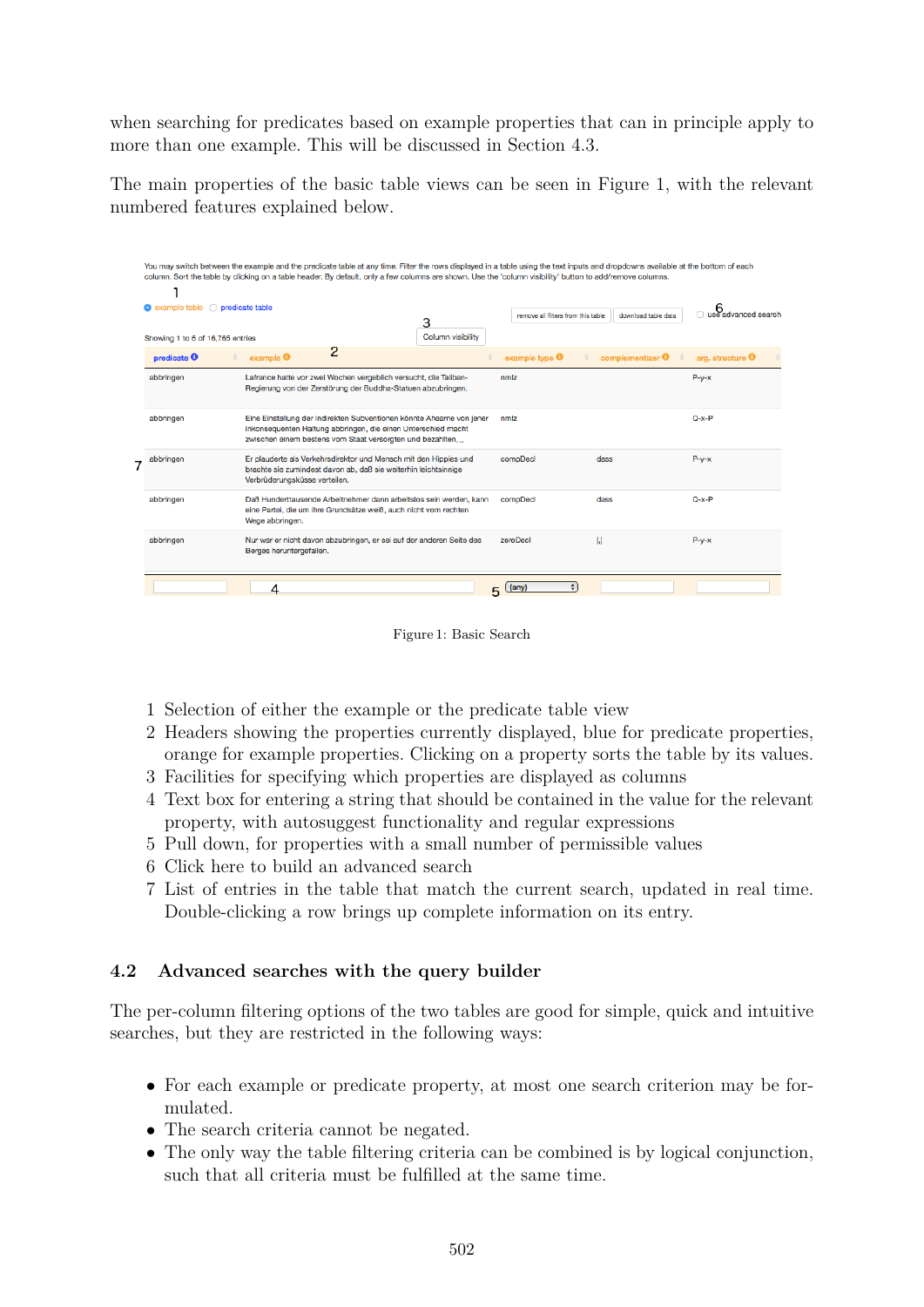when searching for predicates based on example properties that can in principle apply to more than one example. This will be discussed in Section 4.3.

The main properties of the basic table views can be seen in Figure 1, with the relevant numbered features explained below.

You may switch between the example and the predicate table at any time. Filter the rows displayed in a table using the text inputs and dropdowns available at the bottom of each column. Sort the table by clicking on a table header. By default, only a few columns are shown. Use the 'column visibility' button to add/remove columns.

1 ◉ example table ○ predicate table

3 Column visibility | remove all filters from this table | download table data | 6 ☐ use advanced search

Showing 1 to 5 of 16,765 entries

| predicate | example 2 | example type | complementizer | arg. structure |
|---|---|---|---|---|
| abbringen | Lafrance hatte vor zwei Wochen vergeblich versucht, die Taliban-Regierung von der Zerstörung der Buddha-Statuen abzubringen. | nmlz | | P-y-x |
| abbringen | Eine Einstellung der indirekten Subventionen könnte Ahearne von jener inkonsequenten Haltung abbringen, die einen Unterschied macht zwischen einem bestens vom Staat versorgten und bezahlten... | nmlz | | Q-x-P |
| abbringen | Er plauderte als Verkehrsdirektor und Mensch mit den Hippies und brachte sie zumindest davon ab, daß sie weiterhin leichtsinnige Verbrüderungsküsse verteilen. | compDecl | dass | P-y-x |
| abbringen | Daß Hunderttausende Arbeitnehmer dann arbeitslos sein werden, kann eine Partei, die um ihre Grundsätze weiß, auch nicht vom rechten Wege abbringen. | compDecl | dass | Q-x-P |
| abbringen | Nur war er nicht davon abzubringen, er sei auf der anderen Seite des Berges heruntergefallen. | zeroDecl | | P-y-x |
| | 4 | 5 (any) | | |

7

Figure 1: Basic Search

1 Selection of either the example or the predicate table view
2 Headers showing the properties currently displayed, blue for predicate properties, orange for example properties. Clicking on a property sorts the table by its values.
3 Facilities for specifying which properties are displayed as columns
4 Text box for entering a string that should be contained in the value for the relevant property, with autosuggest functionality and regular expressions
5 Pull down, for properties with a small number of permissible values
6 Click here to build an advanced search
7 List of entries in the table that match the current search, updated in real time. Double-clicking a row brings up complete information on its entry.

### 4.2 Advanced searches with the query builder

The per-column filtering options of the two tables are good for simple, quick and intuitive searches, but they are restricted in the following ways:

- For each example or predicate property, at most one search criterion may be formulated.
- The search criteria cannot be negated.
- The only way the table filtering criteria can be combined is by logical conjunction, such that all criteria must be fulfilled at the same time.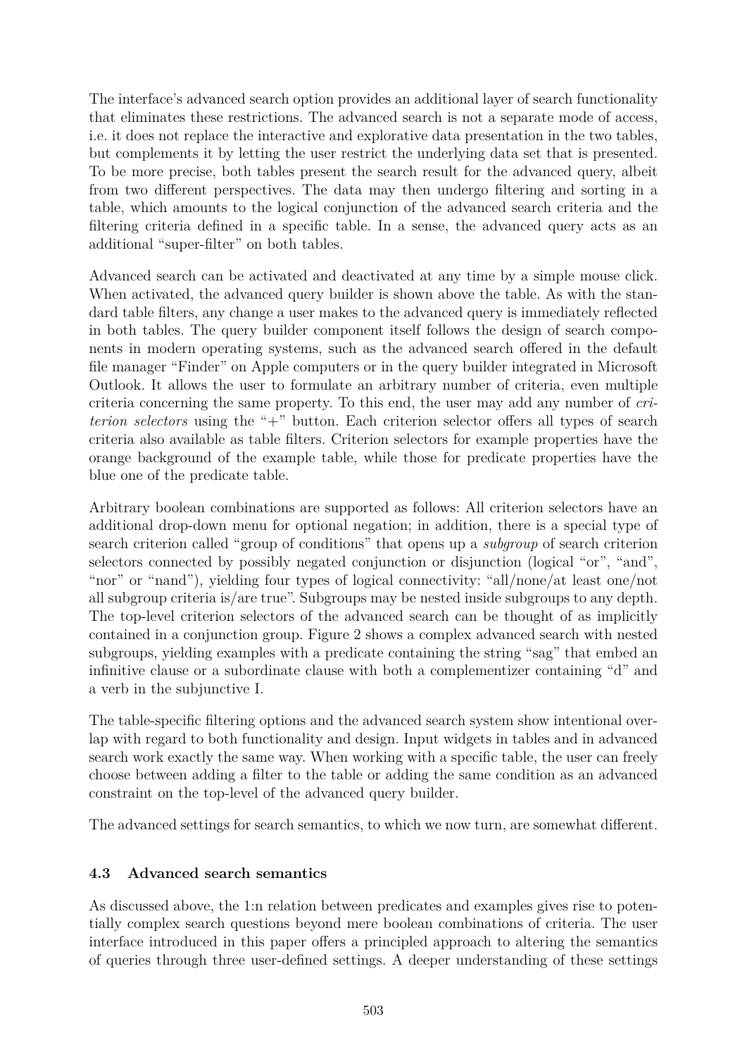The interface's advanced search option provides an additional layer of search functionality that eliminates these restrictions. The advanced search is not a separate mode of access, i.e. it does not replace the interactive and explorative data presentation in the two tables, but complements it by letting the user restrict the underlying data set that is presented. To be more precise, both tables present the search result for the advanced query, albeit from two different perspectives. The data may then undergo filtering and sorting in a table, which amounts to the logical conjunction of the advanced search criteria and the filtering criteria defined in a specific table. In a sense, the advanced query acts as an additional "super-filter" on both tables.

Advanced search can be activated and deactivated at any time by a simple mouse click. When activated, the advanced query builder is shown above the table. As with the standard table filters, any change a user makes to the advanced query is immediately reflected in both tables. The query builder component itself follows the design of search components in modern operating systems, such as the advanced search offered in the default file manager "Finder" on Apple computers or in the query builder integrated in Microsoft Outlook. It allows the user to formulate an arbitrary number of criteria, even multiple criteria concerning the same property. To this end, the user may add any number of *criterion selectors* using the "+" button. Each criterion selector offers all types of search criteria also available as table filters. Criterion selectors for example properties have the orange background of the example table, while those for predicate properties have the blue one of the predicate table.

Arbitrary boolean combinations are supported as follows: All criterion selectors have an additional drop-down menu for optional negation; in addition, there is a special type of search criterion called "group of conditions" that opens up a *subgroup* of search criterion selectors connected by possibly negated conjunction or disjunction (logical "or", "and", "nor" or "nand"), yielding four types of logical connectivity: "all/none/at least one/not all subgroup criteria is/are true". Subgroups may be nested inside subgroups to any depth. The top-level criterion selectors of the advanced search can be thought of as implicitly contained in a conjunction group. Figure 2 shows a complex advanced search with nested subgroups, yielding examples with a predicate containing the string "sag" that embed an infinitive clause or a subordinate clause with both a complementizer containing "d" and a verb in the subjunctive I.

The table-specific filtering options and the advanced search system show intentional overlap with regard to both functionality and design. Input widgets in tables and in advanced search work exactly the same way. When working with a specific table, the user can freely choose between adding a filter to the table or adding the same condition as an advanced constraint on the top-level of the advanced query builder.

The advanced settings for search semantics, to which we now turn, are somewhat different.

### 4.3 Advanced search semantics

As discussed above, the 1:n relation between predicates and examples gives rise to potentially complex search questions beyond mere boolean combinations of criteria. The user interface introduced in this paper offers a principled approach to altering the semantics of queries through three user-defined settings. A deeper understanding of these settings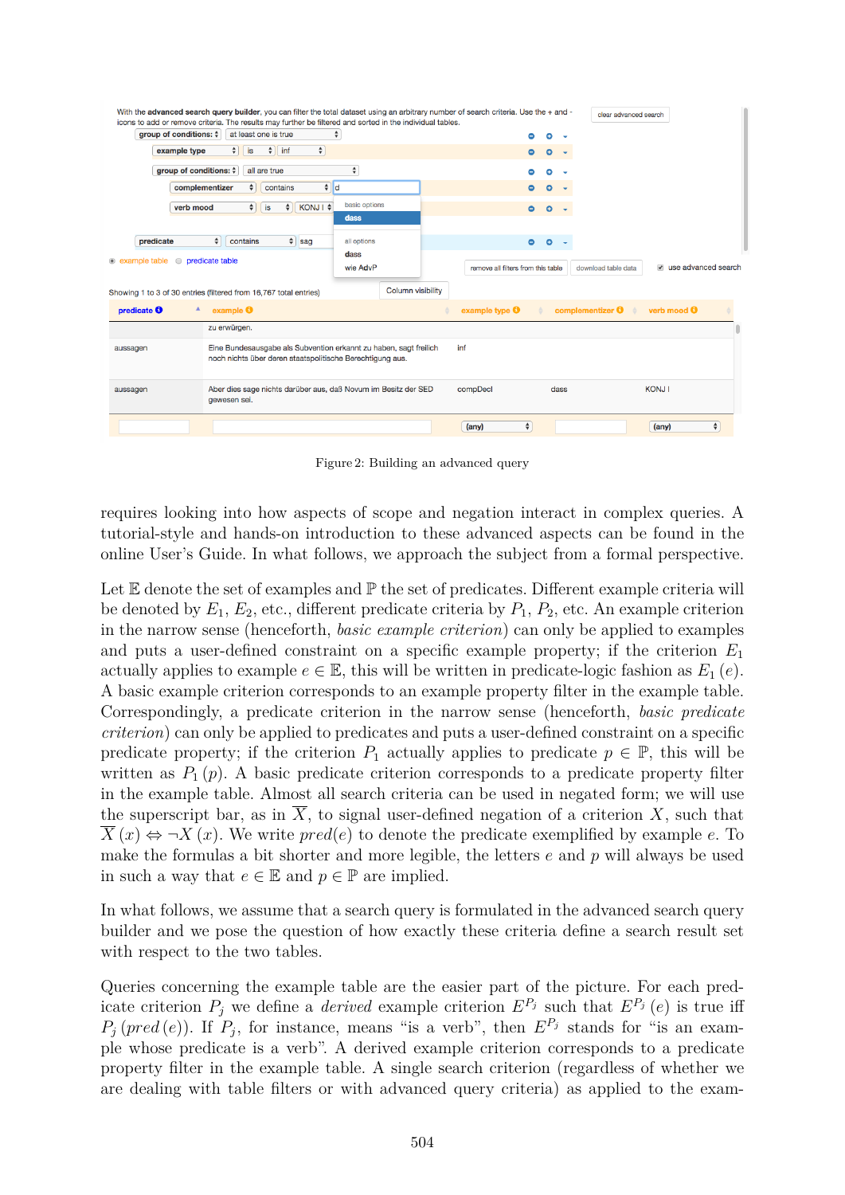With the **advanced search query builder**, you can filter the total dataset using an arbitrary number of search criteria. Use the + and - icons to add or remove criteria. The results may further be filtered and sorted in the individual tables.

Figure 2: Building an advanced query

requires looking into how aspects of scope and negation interact in complex queries. A tutorial-style and hands-on introduction to these advanced aspects can be found in the online User's Guide. In what follows, we approach the subject from a formal perspective.

Let $\mathbb{E}$ denote the set of examples and $\mathbb{P}$ the set of predicates. Different example criteria will be denoted by $E_1$, $E_2$, etc., different predicate criteria by $P_1$, $P_2$, etc. An example criterion in the narrow sense (henceforth, *basic example criterion*) can only be applied to examples and puts a user-defined constraint on a specific example property; if the criterion $E_1$ actually applies to example $e \in \mathbb{E}$, this will be written in predicate-logic fashion as $E_1(e)$. A basic example criterion corresponds to an example property filter in the example table. Correspondingly, a predicate criterion in the narrow sense (henceforth, *basic predicate criterion*) can only be applied to predicates and puts a user-defined constraint on a specific predicate property; if the criterion $P_1$ actually applies to predicate $p \in \mathbb{P}$, this will be written as $P_1(p)$. A basic predicate criterion corresponds to a predicate property filter in the example table. Almost all search criteria can be used in negated form; we will use the superscript bar, as in $\overline{X}$, to signal user-defined negation of a criterion $X$, such that $\overline{X}(x) \Leftrightarrow \neg X(x)$. We write $pred(e)$ to denote the predicate exemplified by example $e$. To make the formulas a bit shorter and more legible, the letters $e$ and $p$ will always be used in such a way that $e \in \mathbb{E}$ and $p \in \mathbb{P}$ are implied.

In what follows, we assume that a search query is formulated in the advanced search query builder and we pose the question of how exactly these criteria define a search result set with respect to the two tables.

Queries concerning the example table are the easier part of the picture. For each predicate criterion $P_j$ we define a *derived* example criterion $E^{P_j}$ such that $E^{P_j}(e)$ is true iff $P_j(pred(e))$. If $P_j$, for instance, means "is a verb", then $E^{P_j}$ stands for "is an example whose predicate is a verb". A derived example criterion corresponds to a predicate property filter in the example table. A single search criterion (regardless of whether we are dealing with table filters or with advanced query criteria) as applied to the exam-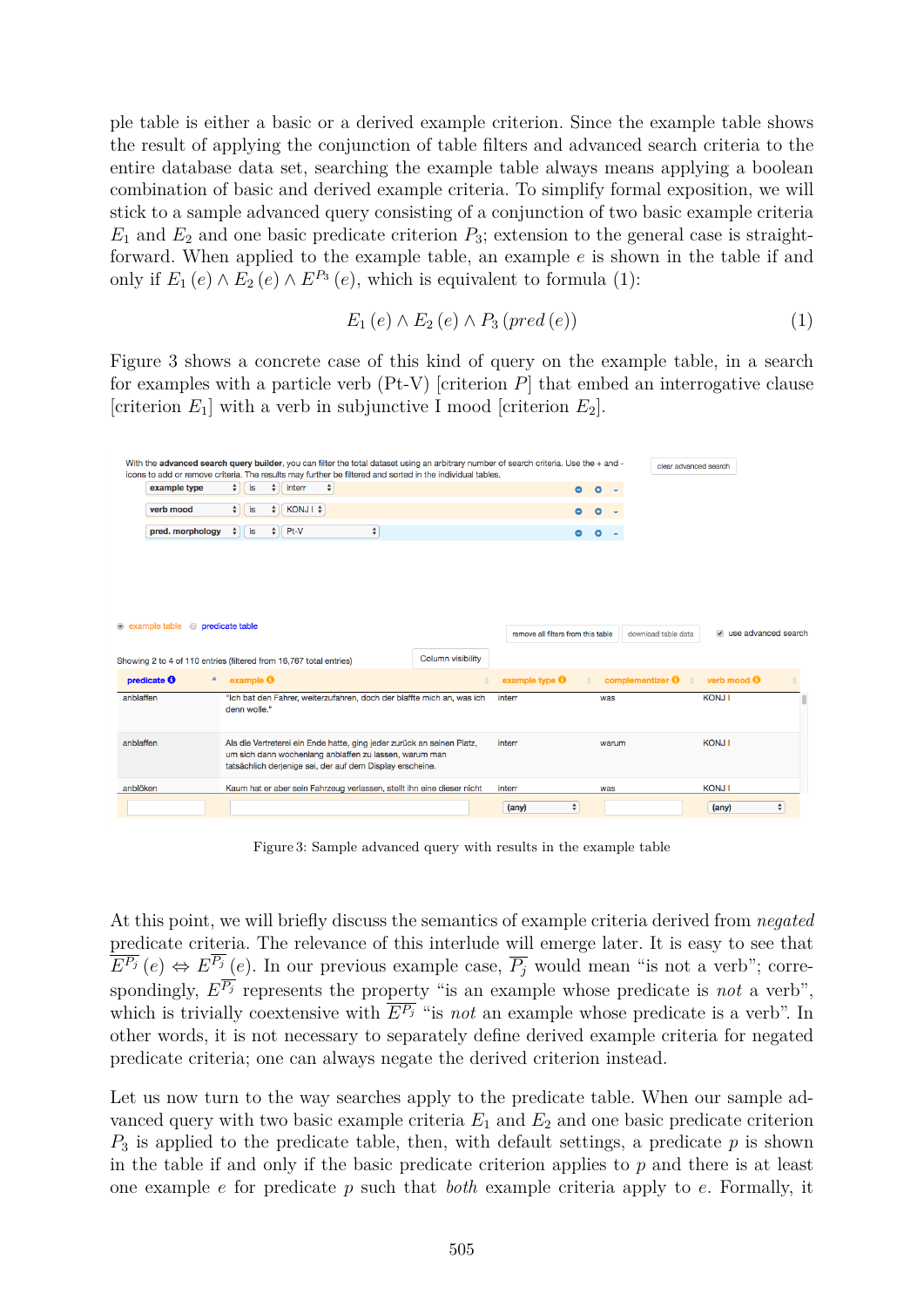ple table is either a basic or a derived example criterion. Since the example table shows the result of applying the conjunction of table filters and advanced search criteria to the entire database data set, searching the example table always means applying a boolean combination of basic and derived example criteria. To simplify formal exposition, we will stick to a sample advanced query consisting of a conjunction of two basic example criteria $E_1$ and $E_2$ and one basic predicate criterion $P_3$; extension to the general case is straightforward. When applied to the example table, an example $e$ is shown in the table if and only if $E_1(e) \wedge E_2(e) \wedge E^{P_3}(e)$, which is equivalent to formula (1):

$$E_1(e) \wedge E_2(e) \wedge P_3(pred(e)) \tag{1}$$

Figure 3 shows a concrete case of this kind of query on the example table, in a search for examples with a particle verb (Pt-V) [criterion $P$] that embed an interrogative clause [criterion $E_1$] with a verb in subjunctive I mood [criterion $E_2$].

With the **advanced search query builder**, you can filter the total dataset using an arbitrary number of search criteria. Use the + and - icons to add or remove criteria. The results may further be filtered and sorted in the individual tables.

| | | |
|---|---|---|
| example type | is | interr |
| verb mood | is | KONJ I |
| pred. morphology | is | Pt-V |

clear advanced search

example table / predicate table — remove all filters from this table — download table data — use advanced search

Showing 2 to 4 of 110 entries (filtered from 16,767 total entries) — Column visibility

| predicate | example | example type | complementizer | verb mood |
|---|---|---|---|---|
| anblaffen | "Ich bat den Fahrer, weiterzufahren, doch der blaffte mich an, was ich denn wolle." | interr | was | KONJ I |
| anblaffen | Als die Vertreterei ein Ende hatte, ging jeder zurück an seinen Platz, um sich dann wochenlang anblaffen zu lassen, warum man tatsächlich derjenige sei, der auf dem Display erscheine. | interr | warum | KONJ I |
| anblöken | Kaum hat er aber sein Fahrzeug verlassen, stellt ihn eine dieser nicht | interr | was | KONJ I |
| | | (any) | | (any) |

Figure 3: Sample advanced query with results in the example table

At this point, we will briefly discuss the semantics of example criteria derived from *negated* predicate criteria. The relevance of this interlude will emerge later. It is easy to see that $\overline{E^{P_j}}(e) \Leftrightarrow E^{\overline{P_j}}(e)$. In our previous example case, $\overline{P_j}$ would mean "is not a verb"; correspondingly, $E^{\overline{P_j}}$ represents the property "is an example whose predicate is *not* a verb", which is trivially coextensive with $\overline{E^{P_j}}$ "is *not* an example whose predicate is a verb". In other words, it is not necessary to separately define derived example criteria for negated predicate criteria; one can always negate the derived criterion instead.

Let us now turn to the way searches apply to the predicate table. When our sample advanced query with two basic example criteria $E_1$ and $E_2$ and one basic predicate criterion $P_3$ is applied to the predicate table, then, with default settings, a predicate $p$ is shown in the table if and only if the basic predicate criterion applies to $p$ and there is at least one example $e$ for predicate $p$ such that *both* example criteria apply to $e$. Formally, it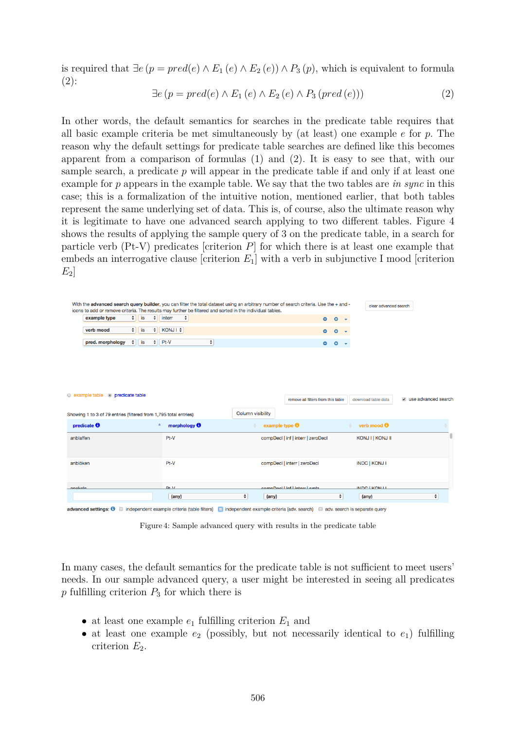is required that $\exists e\,(p = pred(e) \wedge E_1\,(e) \wedge E_2\,(e)) \wedge P_3\,(p)$, which is equivalent to formula (2):

$$\exists e\,(p = pred(e) \wedge E_1\,(e) \wedge E_2\,(e) \wedge P_3\,(pred\,(e))) \tag{2}$$

In other words, the default semantics for searches in the predicate table requires that all basic example criteria be met simultaneously by (at least) one example $e$ for $p$. The reason why the default settings for predicate table searches are defined like this becomes apparent from a comparison of formulas (1) and (2). It is easy to see that, with our sample search, a predicate $p$ will appear in the predicate table if and only if at least one example for $p$ appears in the example table. We say that the two tables are *in sync* in this case; this is a formalization of the intuitive notion, mentioned earlier, that both tables represent the same underlying set of data. This is, of course, also the ultimate reason why it is legitimate to have one advanced search applying to two different tables. Figure 4 shows the results of applying the sample query of 3 on the predicate table, in a search for particle verb (Pt-V) predicates [criterion $P$] for which there is at least one example that embeds an interrogative clause [criterion $E_1$] with a verb in subjunctive I mood [criterion $E_2$]

Figure 4: Sample advanced query with results in the predicate table

In many cases, the default semantics for the predicate table is not sufficient to meet users' needs. In our sample advanced query, a user might be interested in seeing all predicates $p$ fulfilling criterion $P_3$ for which there is

- at least one example $e_1$ fulfilling criterion $E_1$ and
- at least one example $e_2$ (possibly, but not necessarily identical to $e_1$) fulfilling criterion $E_2$.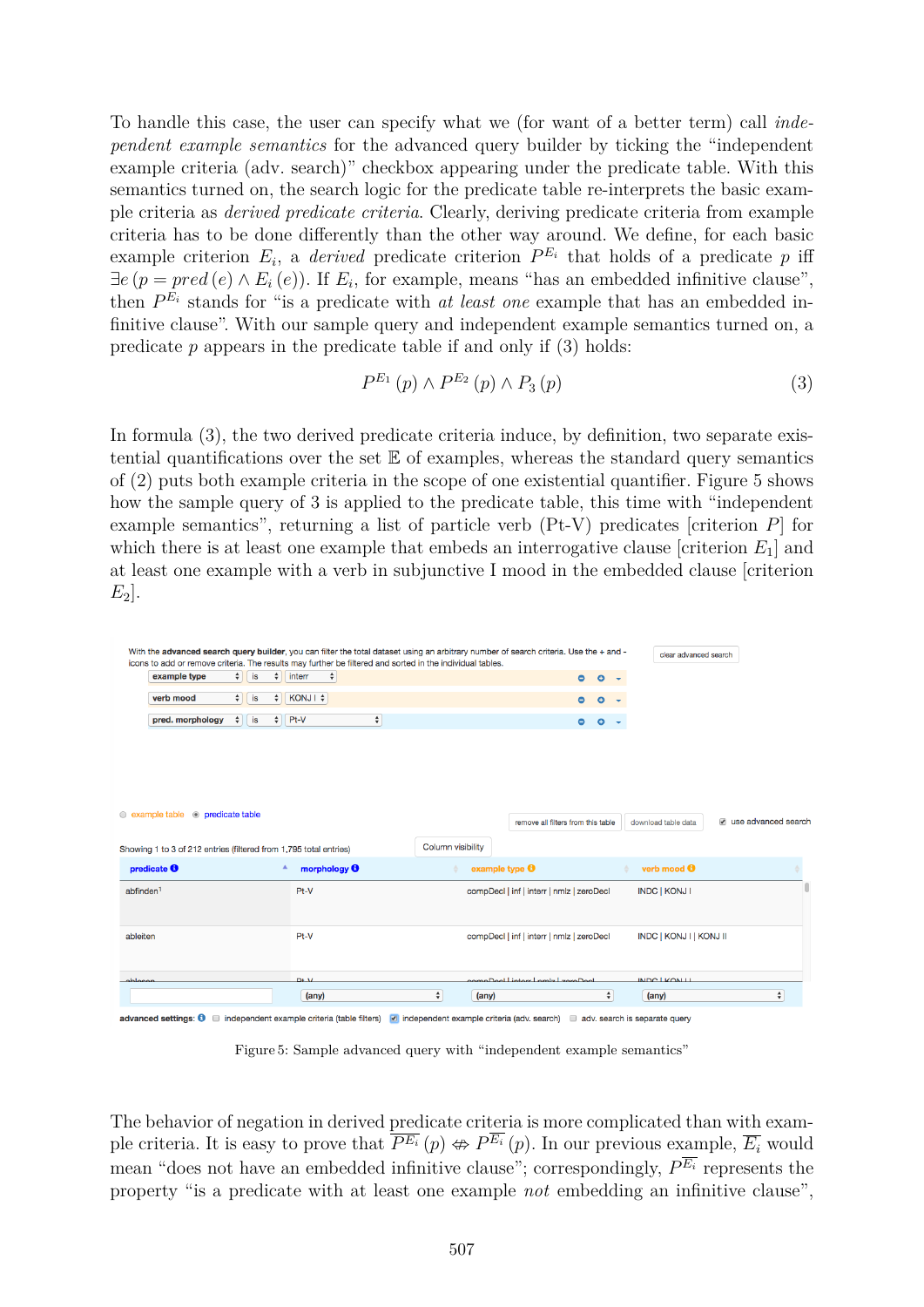To handle this case, the user can specify what we (for want of a better term) call *independent example semantics* for the advanced query builder by ticking the "independent example criteria (adv. search)" checkbox appearing under the predicate table. With this semantics turned on, the search logic for the predicate table re-interprets the basic example criteria as *derived predicate criteria*. Clearly, deriving predicate criteria from example criteria has to be done differently than the other way around. We define, for each basic example criterion $E_i$, a *derived* predicate criterion $P^{E_i}$ that holds of a predicate $p$ iff $\exists e\,(p = pred\,(e) \wedge E_i\,(e))$. If $E_i$, for example, means "has an embedded infinitive clause", then $P^{E_i}$ stands for "is a predicate with *at least one* example that has an embedded infinitive clause". With our sample query and independent example semantics turned on, a predicate $p$ appears in the predicate table if and only if (3) holds:

$$P^{E_1}\,(p) \wedge P^{E_2}\,(p) \wedge P_3\,(p) \tag{3}$$

In formula (3), the two derived predicate criteria induce, by definition, two separate existential quantifications over the set $\mathbb{E}$ of examples, whereas the standard query semantics of (2) puts both example criteria in the scope of one existential quantifier. Figure 5 shows how the sample query of 3 is applied to the predicate table, this time with "independent example semantics", returning a list of particle verb (Pt-V) predicates [criterion $P$] for which there is at least one example that embeds an interrogative clause [criterion $E_1$] and at least one example with a verb in subjunctive I mood in the embedded clause [criterion $E_2$].

Figure 5: Sample advanced query with "independent example semantics"

The behavior of negation in derived predicate criteria is more complicated than with example criteria. It is easy to prove that $\overline{P^{E_i}}\,(p) \nLeftrightarrow P^{\overline{E_i}}\,(p)$. In our previous example, $\overline{E_i}$ would mean "does not have an embedded infinitive clause"; correspondingly, $P^{\overline{E_i}}$ represents the property "is a predicate with at least one example *not* embedding an infinitive clause",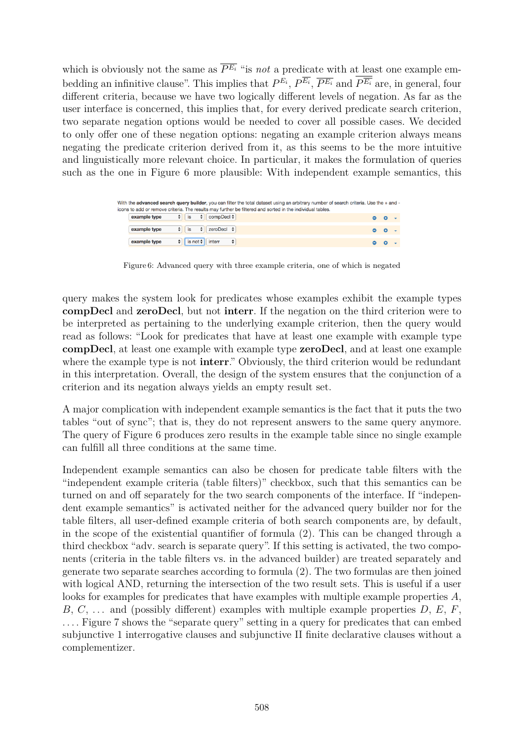which is obviously not the same as $\overline{P^{E_i}}$ "is *not* a predicate with at least one example embedding an infinitive clause". This implies that $P^{E_i}$, $P^{\overline{E_i}}$, $\overline{P^{E_i}}$ and $\overline{P^{\overline{E_i}}}$ are, in general, four different criteria, because we have two logically different levels of negation. As far as the user interface is concerned, this implies that, for every derived predicate search criterion, two separate negation options would be needed to cover all possible cases. We decided to only offer one of these negation options: negating an example criterion always means negating the predicate criterion derived from it, as this seems to be the more intuitive and linguistically more relevant choice. In particular, it makes the formulation of queries such as the one in Figure 6 more plausible: With independent example semantics, this

Figure 6: Advanced query with three example criteria, one of which is negated

query makes the system look for predicates whose examples exhibit the example types **compDecl** and **zeroDecl**, but not **interr**. If the negation on the third criterion were to be interpreted as pertaining to the underlying example criterion, then the query would read as follows: "Look for predicates that have at least one example with example type **compDecl**, at least one example with example type **zeroDecl**, and at least one example where the example type is not **interr**." Obviously, the third criterion would be redundant in this interpretation. Overall, the design of the system ensures that the conjunction of a criterion and its negation always yields an empty result set.

A major complication with independent example semantics is the fact that it puts the two tables "out of sync"; that is, they do not represent answers to the same query anymore. The query of Figure 6 produces zero results in the example table since no single example can fulfill all three conditions at the same time.

Independent example semantics can also be chosen for predicate table filters with the "independent example criteria (table filters)" checkbox, such that this semantics can be turned on and off separately for the two search components of the interface. If "independent example semantics" is activated neither for the advanced query builder nor for the table filters, all user-defined example criteria of both search components are, by default, in the scope of the existential quantifier of formula (2). This can be changed through a third checkbox "adv. search is separate query". If this setting is activated, the two components (criteria in the table filters vs. in the advanced builder) are treated separately and generate two separate searches according to formula (2). The two formulas are then joined with logical AND, returning the intersection of the two result sets. This is useful if a user looks for examples for predicates that have examples with multiple example properties $A$, $B$, $C$, ... and (possibly different) examples with multiple example properties $D$, $E$, $F$, .... Figure 7 shows the "separate query" setting in a query for predicates that can embed subjunctive 1 interrogative clauses and subjunctive II finite declarative clauses without a complementizer.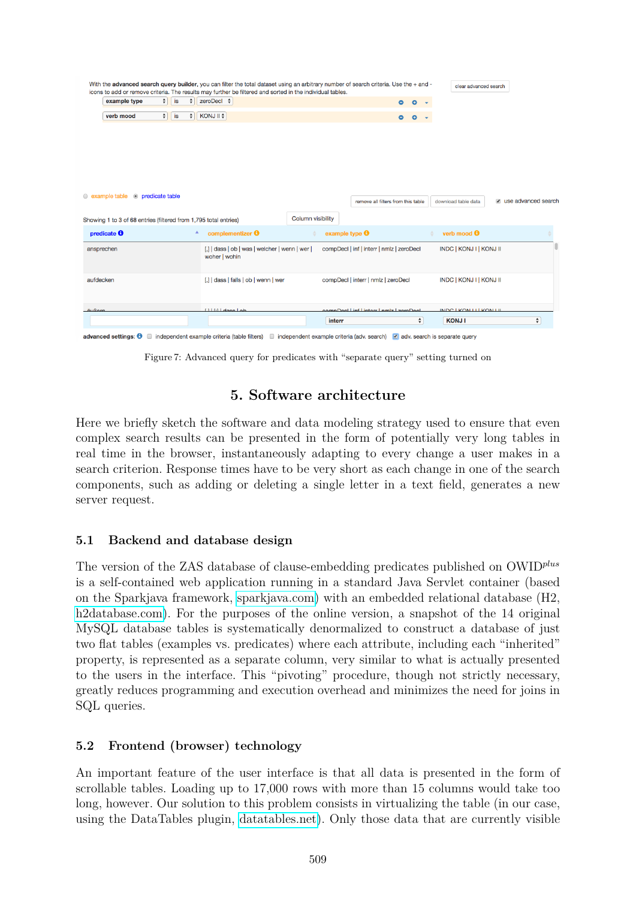With the **advanced search query builder**, you can filter the total dataset using an arbitrary number of search criteria. Use the + and - icons to add or remove criteria. The results may further be filtered and sorted in the individual tables.

clear advanced search

example type | is | zeroDecl

verb mood | is | KONJ II

example table | predicate table

remove all filters from this table | download table data | use advanced search

Showing 1 to 3 of 68 entries (filtered from 1,795 total entries)

Column visibility

| predicate | complementizer | example type | verb mood |
|---|---|---|---|
| ansprechen | [,] \| dass \| ob \| was \| welcher \| wenn \| wer \| woher \| wohin | compDecl \| inf \| interr \| nmlz \| zeroDecl | INDC \| KONJ I \| KONJ II |
| aufdecken | [,] \| dass \| falls \| ob \| wenn \| wer | compDecl \| interr \| nmlz \| zeroDecl | INDC \| KONJ I \| KONJ II |
| | | interr | KONJ I |

advanced settings: independent example criteria (table filters) | independent example criteria (adv. search) | adv. search is separate query

Figure 7: Advanced query for predicates with "separate query" setting turned on

## 5. Software architecture

Here we briefly sketch the software and data modeling strategy used to ensure that even complex search results can be presented in the form of potentially very long tables in real time in the browser, instantaneously adapting to every change a user makes in a search criterion. Response times have to be very short as each change in one of the search components, such as adding or deleting a single letter in a text field, generates a new server request.

### 5.1 Backend and database design

The version of the ZAS database of clause-embedding predicates published on OWID*plus* is a self-contained web application running in a standard Java Servlet container (based on the Sparkjava framework, sparkjava.com) with an embedded relational database (H2, h2database.com). For the purposes of the online version, a snapshot of the 14 original MySQL database tables is systematically denormalized to construct a database of just two flat tables (examples vs. predicates) where each attribute, including each "inherited" property, is represented as a separate column, very similar to what is actually presented to the users in the interface. This "pivoting" procedure, though not strictly necessary, greatly reduces programming and execution overhead and minimizes the need for joins in SQL queries.

### 5.2 Frontend (browser) technology

An important feature of the user interface is that all data is presented in the form of scrollable tables. Loading up to 17,000 rows with more than 15 columns would take too long, however. Our solution to this problem consists in virtualizing the table (in our case, using the DataTables plugin, datatables.net). Only those data that are currently visible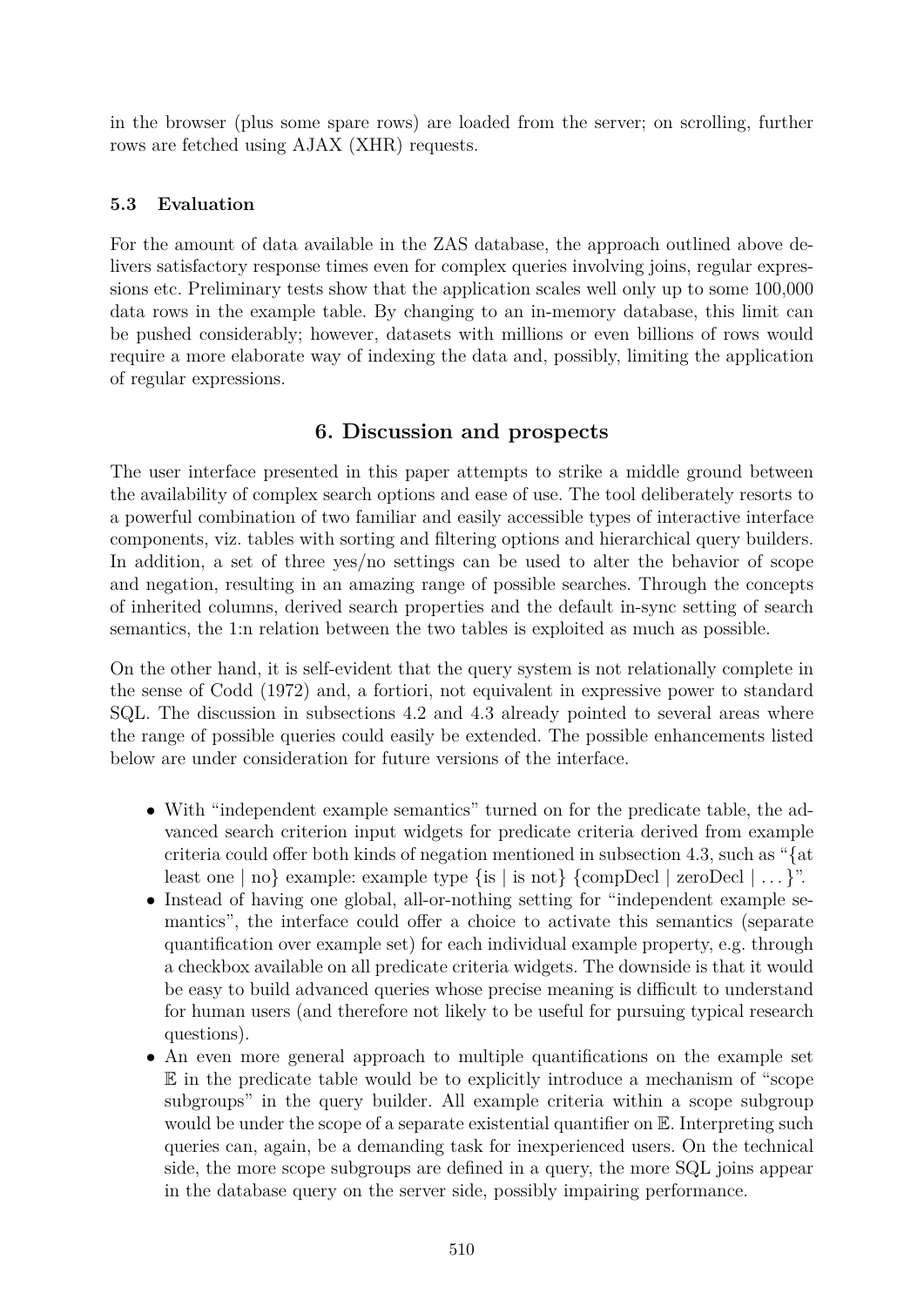in the browser (plus some spare rows) are loaded from the server; on scrolling, further rows are fetched using AJAX (XHR) requests.

### 5.3 Evaluation

For the amount of data available in the ZAS database, the approach outlined above delivers satisfactory response times even for complex queries involving joins, regular expressions etc. Preliminary tests show that the application scales well only up to some 100,000 data rows in the example table. By changing to an in-memory database, this limit can be pushed considerably; however, datasets with millions or even billions of rows would require a more elaborate way of indexing the data and, possibly, limiting the application of regular expressions.

## 6. Discussion and prospects

The user interface presented in this paper attempts to strike a middle ground between the availability of complex search options and ease of use. The tool deliberately resorts to a powerful combination of two familiar and easily accessible types of interactive interface components, viz. tables with sorting and filtering options and hierarchical query builders. In addition, a set of three yes/no settings can be used to alter the behavior of scope and negation, resulting in an amazing range of possible searches. Through the concepts of inherited columns, derived search properties and the default in-sync setting of search semantics, the 1:n relation between the two tables is exploited as much as possible.

On the other hand, it is self-evident that the query system is not relationally complete in the sense of Codd (1972) and, a fortiori, not equivalent in expressive power to standard SQL. The discussion in subsections 4.2 and 4.3 already pointed to several areas where the range of possible queries could easily be extended. The possible enhancements listed below are under consideration for future versions of the interface.

- With "independent example semantics" turned on for the predicate table, the advanced search criterion input widgets for predicate criteria derived from example criteria could offer both kinds of negation mentioned in subsection 4.3, such as "{at least one | no} example: example type {is | is not} {compDecl | zeroDecl | ...}".
- Instead of having one global, all-or-nothing setting for "independent example semantics", the interface could offer a choice to activate this semantics (separate quantification over example set) for each individual example property, e.g. through a checkbox available on all predicate criteria widgets. The downside is that it would be easy to build advanced queries whose precise meaning is difficult to understand for human users (and therefore not likely to be useful for pursuing typical research questions).
- An even more general approach to multiple quantifications on the example set $\mathbb{E}$ in the predicate table would be to explicitly introduce a mechanism of "scope subgroups" in the query builder. All example criteria within a scope subgroup would be under the scope of a separate existential quantifier on $\mathbb{E}$. Interpreting such queries can, again, be a demanding task for inexperienced users. On the technical side, the more scope subgroups are defined in a query, the more SQL joins appear in the database query on the server side, possibly impairing performance.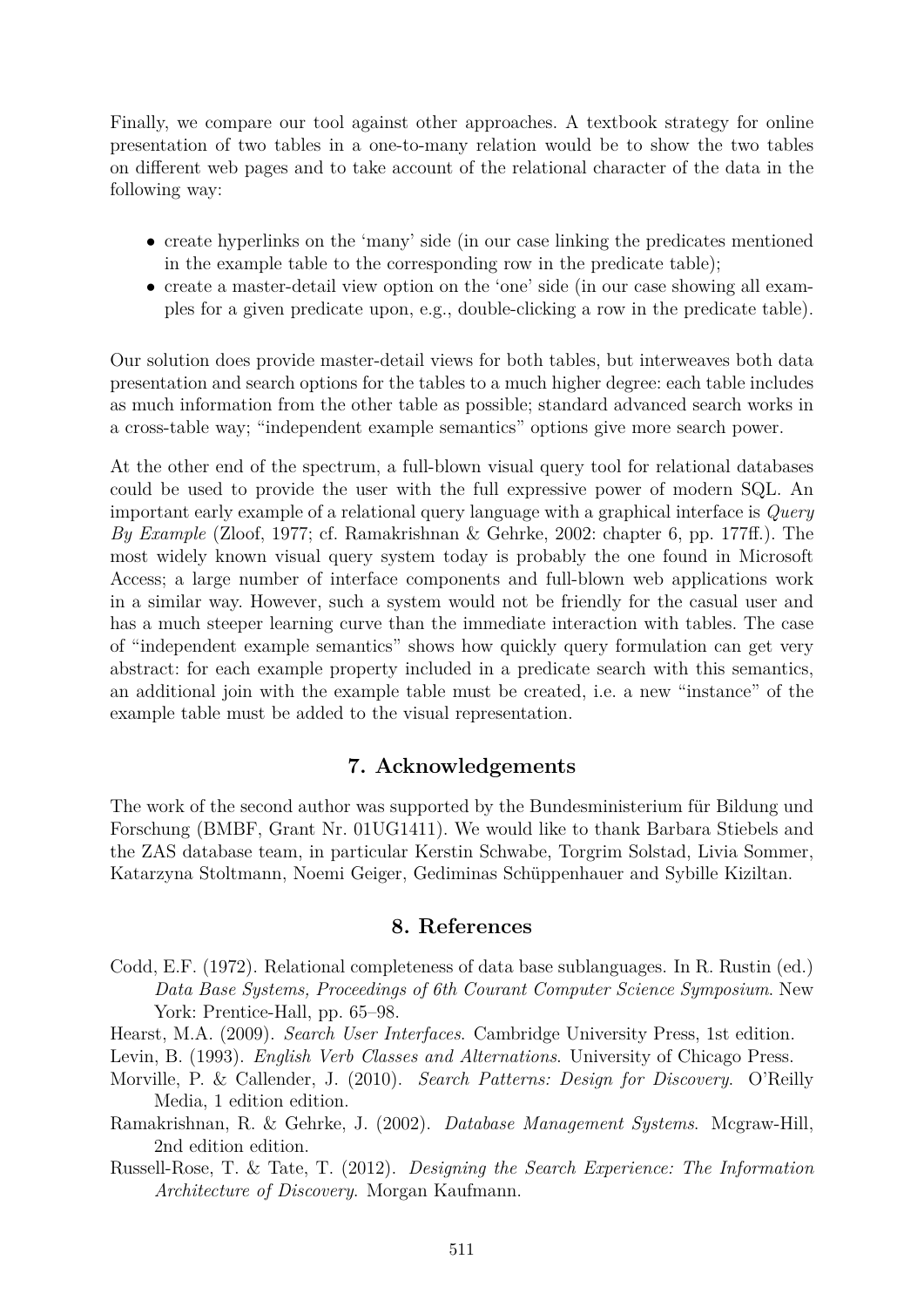Finally, we compare our tool against other approaches. A textbook strategy for online presentation of two tables in a one-to-many relation would be to show the two tables on different web pages and to take account of the relational character of the data in the following way:

- create hyperlinks on the 'many' side (in our case linking the predicates mentioned in the example table to the corresponding row in the predicate table);
- create a master-detail view option on the 'one' side (in our case showing all examples for a given predicate upon, e.g., double-clicking a row in the predicate table).

Our solution does provide master-detail views for both tables, but interweaves both data presentation and search options for the tables to a much higher degree: each table includes as much information from the other table as possible; standard advanced search works in a cross-table way; "independent example semantics" options give more search power.

At the other end of the spectrum, a full-blown visual query tool for relational databases could be used to provide the user with the full expressive power of modern SQL. An important early example of a relational query language with a graphical interface is *Query By Example* (Zloof, 1977; cf. Ramakrishnan & Gehrke, 2002: chapter 6, pp. 177ff.). The most widely known visual query system today is probably the one found in Microsoft Access; a large number of interface components and full-blown web applications work in a similar way. However, such a system would not be friendly for the casual user and has a much steeper learning curve than the immediate interaction with tables. The case of "independent example semantics" shows how quickly query formulation can get very abstract: for each example property included in a predicate search with this semantics, an additional join with the example table must be created, i.e. a new "instance" of the example table must be added to the visual representation.

## 7. Acknowledgements

The work of the second author was supported by the Bundesministerium für Bildung und Forschung (BMBF, Grant Nr. 01UG1411). We would like to thank Barbara Stiebels and the ZAS database team, in particular Kerstin Schwabe, Torgrim Solstad, Livia Sommer, Katarzyna Stoltmann, Noemi Geiger, Gediminas Schüppenhauer and Sybille Kiziltan.

## 8. References

Codd, E.F. (1972). Relational completeness of data base sublanguages. In R. Rustin (ed.) *Data Base Systems, Proceedings of 6th Courant Computer Science Symposium*. New York: Prentice-Hall, pp. 65–98.

Hearst, M.A. (2009). *Search User Interfaces*. Cambridge University Press, 1st edition.

Levin, B. (1993). *English Verb Classes and Alternations*. University of Chicago Press.

Morville, P. & Callender, J. (2010). *Search Patterns: Design for Discovery*. O'Reilly Media, 1 edition edition.

Ramakrishnan, R. & Gehrke, J. (2002). *Database Management Systems*. Mcgraw-Hill, 2nd edition edition.

Russell-Rose, T. & Tate, T. (2012). *Designing the Search Experience: The Information Architecture of Discovery*. Morgan Kaufmann.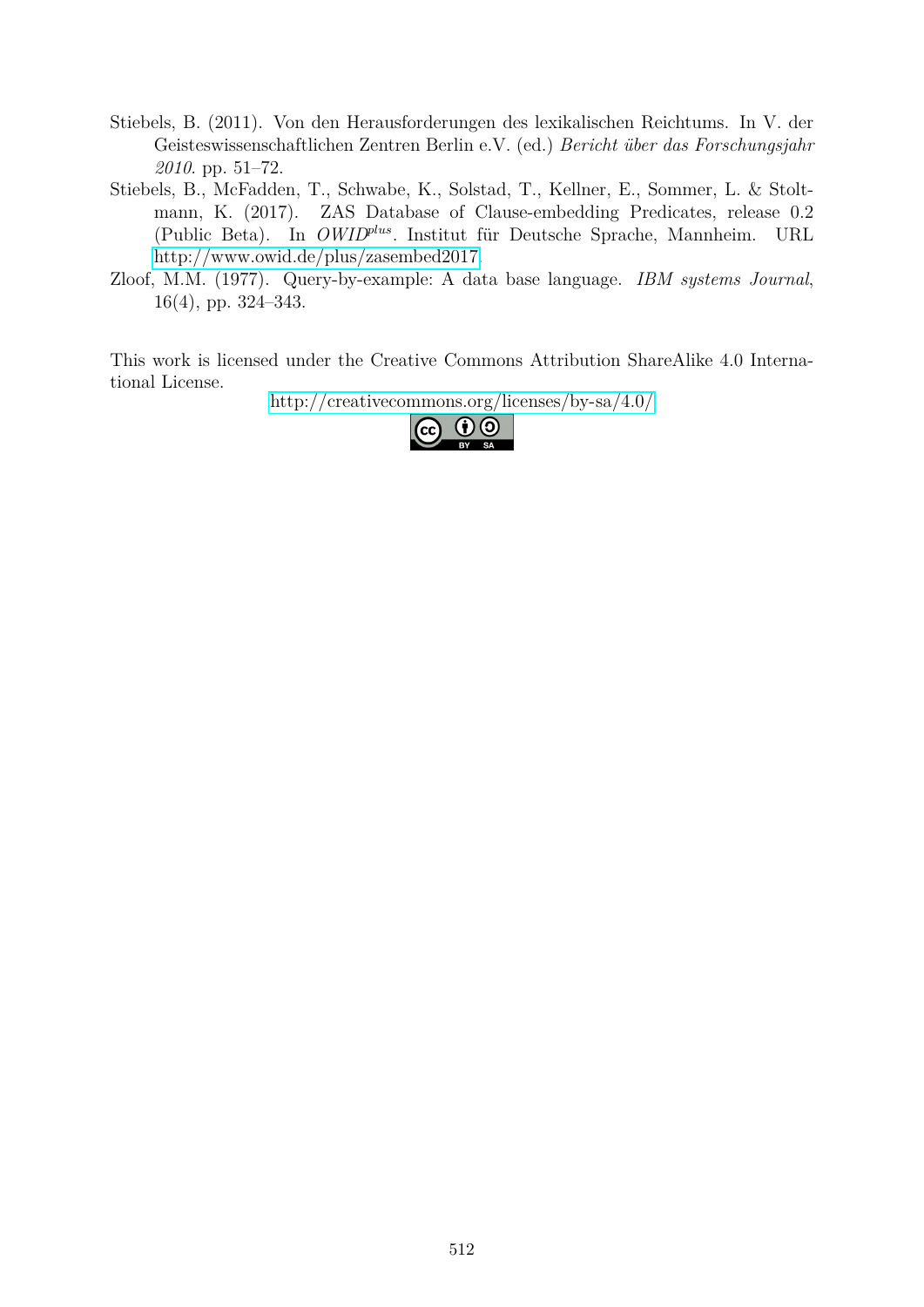Stiebels, B. (2011). Von den Herausforderungen des lexikalischen Reichtums. In V. der Geisteswissenschaftlichen Zentren Berlin e.V. (ed.) *Bericht über das Forschungsjahr 2010*. pp. 51–72.

Stiebels, B., McFadden, T., Schwabe, K., Solstad, T., Kellner, E., Sommer, L. & Stoltmann, K. (2017). ZAS Database of Clause-embedding Predicates, release 0.2 (Public Beta). In *OWID*$^{plus}$. Institut für Deutsche Sprache, Mannheim. URL http://www.owid.de/plus/zasembed2017.

Zloof, M.M. (1977). Query-by-example: A data base language. *IBM systems Journal*, 16(4), pp. 324–343.

This work is licensed under the Creative Commons Attribution ShareAlike 4.0 International License.

http://creativecommons.org/licenses/by-sa/4.0/